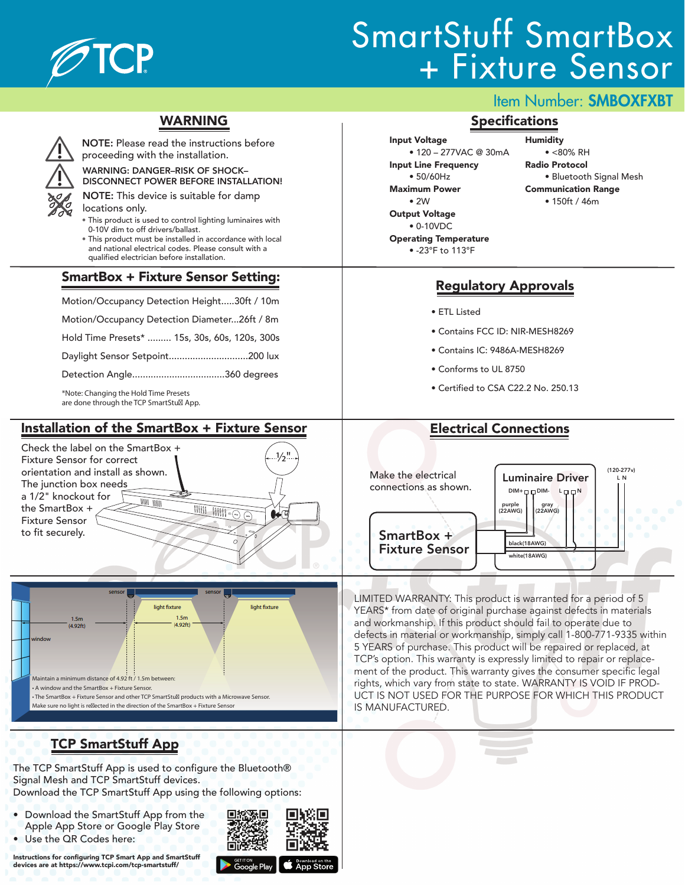# SmartStuff SmartBox + Fixture Sensor

Item Number: **SMBOXFXBT**

## WARNING

NOTE: Please read the instructions before proceeding with the installation.

WARNING: DANGER–RISK OF SHOCK–DISCONNECT POWER BEFORE INSTALLATION!

NOTE: This device is suitable for damp locations only.

- This product is used to control lighting luminaires with 0-10V dim to off drivers/ballast.
- This product must be installed in accordance with local and national electrical codes. Please consult with a qualified electrician before installation.

## Specifications

**Input Voltage**
- 120 – 277VAC @ 30mA

**Input Line Frequency**
- 50/60Hz

**Maximum Power**
- 2W

**Output Voltage**
- 0-10VDC

**Operating Temperature**
- -23°F to 113°F

**Humidity**
- <80% RH

**Radio Protocol**
- Bluetooth Signal Mesh

**Communication Range**
- 150ft / 46m

## SmartBox + Fixture Sensor Setting:

Motion/Occupancy Detection Height.....30ft / 10m

Motion/Occupancy Detection Diameter...26ft / 8m

Hold Time Presets* ......... 15s, 30s, 60s, 120s, 300s

Daylight Sensor Setpoint..............................200 lux

Detection Angle...................................360 degrees

*Note: Changing the Hold Time Presets are done through the TCP SmartStuff App.

## Regulatory Approvals

- ETL Listed
- Contains FCC ID: NIR-MESH8269
- Contains IC: 9486A-MESH8269
- Conforms to UL 8750
- Certified to CSA C22.2 No. 250.13

## Installation of the SmartBox + Fixture Sensor

Check the label on the SmartBox + Fixture Sensor for correct orientation and install as shown. The junction box needs a 1/2" knockout for the SmartBox + Fixture Sensor to fit securely.

½"

## Electrical Connections

Make the electrical connections as shown.

Luminaire Driver: DIM+, DIM-, L, N (120-277v)

purple (22AWG), gray (22AWG), black(18AWG), white(18AWG)

SmartBox + Fixture Sensor

sensor | light fixture | 1.5m (4.92ft) | window

Maintain a minimum distance of 4.92 ft / 1.5m between:
- A window and the SmartBox + Fixture Sensor.
- The SmartBox + Fixture Sensor and other TCP SmartStuff products with a Microwave Sensor.

Make sure no light is reflected in the direction of the SmartBox + Fixture Sensor

LIMITED WARRANTY: This product is warranted for a period of 5 YEARS* from date of original purchase against defects in materials and workmanship. If this product should fail to operate due to defects in material or workmanship, simply call 1-800-771-9335 within 5 YEARS of purchase. This product will be repaired or replaced, at TCP's option. This warranty is expressly limited to repair or replacement of the product. This warranty gives the consumer specific legal rights, which vary from state to state. WARRANTY IS VOID IF PRODUCT IS NOT USED FOR THE PURPOSE FOR WHICH THIS PRODUCT IS MANUFACTURED.

## TCP SmartStuff App

The TCP SmartStuff App is used to configure the Bluetooth® Signal Mesh and TCP SmartStuff devices.
Download the TCP SmartStuff App using the following options:

- Download the SmartStuff App from the Apple App Store or Google Play Store
- Use the QR Codes here:

**Instructions for configuring TCP Smart App and SmartStuff devices are at https://www.tcpi.com/tcp-smartstuff/**

GET IT ON Google Play | Download on the App Store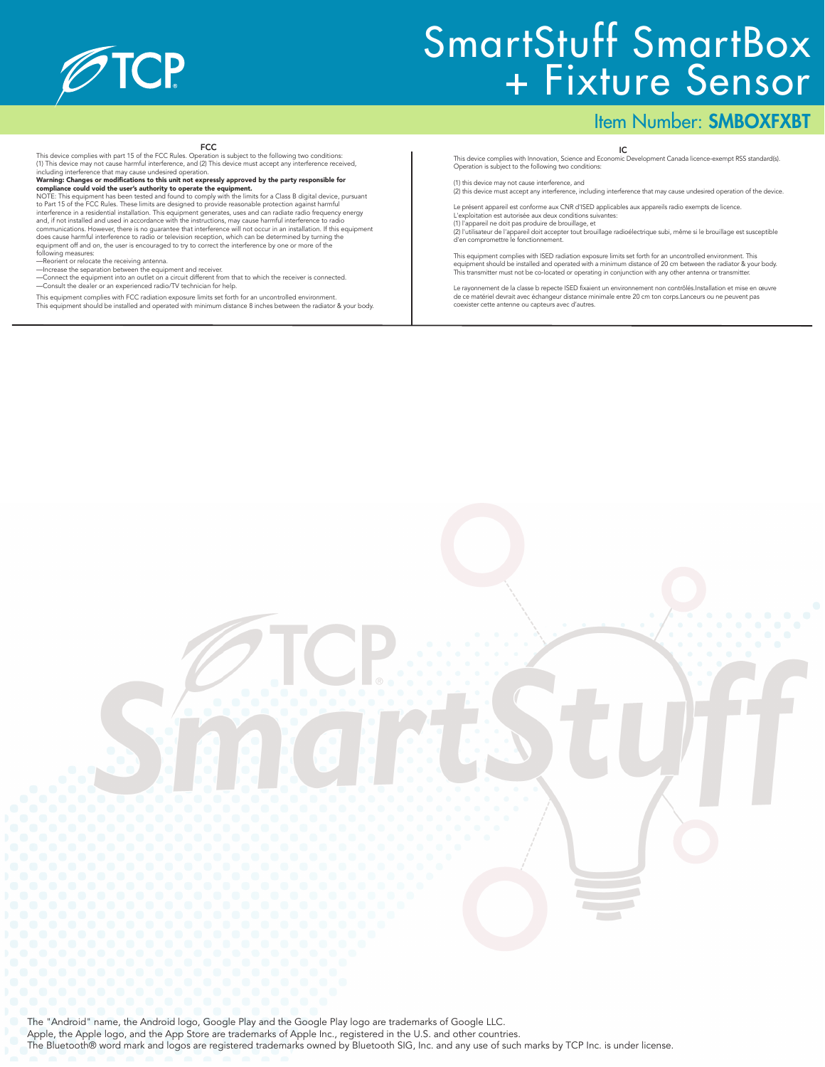# SmartStuff SmartBox + Fixture Sensor

## Item Number: **SMBOXFXBT**

### FCC

This device complies with part 15 of the FCC Rules. Operation is subject to the following two conditions: (1) This device may not cause harmful interference, and (2) This device must accept any interference received, including interference that may cause undesired operation.

**Warning: Changes or modifications to this unit not expressly approved by the party responsible for compliance could void the user's authority to operate the equipment.**

NOTE: This equipment has been tested and found to comply with the limits for a Class B digital device, pursuant to Part 15 of the FCC Rules. These limits are designed to provide reasonable protection against harmful interference in a residential installation. This equipment generates, uses and can radiate radio frequency energy and, if not installed and used in accordance with the instructions, may cause harmful interference to radio communications. However, there is no guarantee that interference will not occur in an installation. If this equipment does cause harmful interference to radio or television reception, which can be determined by turning the equipment off and on, the user is encouraged to try to correct the interference by one or more of the following measures:

—Reorient or relocate the receiving antenna.
—Increase the separation between the equipment and receiver.
—Connect the equipment into an outlet on a circuit different from that to which the receiver is connected.
—Consult the dealer or an experienced radio/TV technician for help.

This equipment complies with FCC radiation exposure limits set forth for an uncontrolled environment.
This equipment should be installed and operated with minimum distance 8 inches between the radiator & your body.

### IC

This device complies with Innovation, Science and Economic Development Canada licence-exempt RSS standard(s). Operation is subject to the following two conditions:

(1) this device may not cause interference, and
(2) this device must accept any interference, including interference that may cause undesired operation of the device.

Le présent appareil est conforme aux CNR d'ISED applicables aux appareils radio exempts de licence.
L'exploitation est autorisée aux deux conditions suivantes:
(1) l'appareil ne doit pas produire de brouillage, et
(2) l'utilisateur de l'appareil doit accepter tout brouillage radioélectrique subi, même si le brouillage est susceptible d'en compromettre le fonctionnement.

This equipment complies with ISED radiation exposure limits set forth for an uncontrolled environment. This equipment should be installed and operated with a minimum distance of 20 cm between the radiator & your body. This transmitter must not be co-located or operating in conjunction with any other antenna or transmitter.

Le rayonnement de la classe b repecte ISED fixaient un environnement non contrôlés.Installation et mise en œuvre de ce matériel devrait avec échangeur distance minimale entre 20 cm ton corps.Lanceurs ou ne peuvent pas coexister cette antenne ou capteurs avec d'autres.

The "Android" name, the Android logo, Google Play and the Google Play logo are trademarks of Google LLC.
Apple, the Apple logo, and the App Store are trademarks of Apple Inc., registered in the U.S. and other countries.
The Bluetooth® word mark and logos are registered trademarks owned by Bluetooth SIG, Inc. and any use of such marks by TCP Inc. is under license.